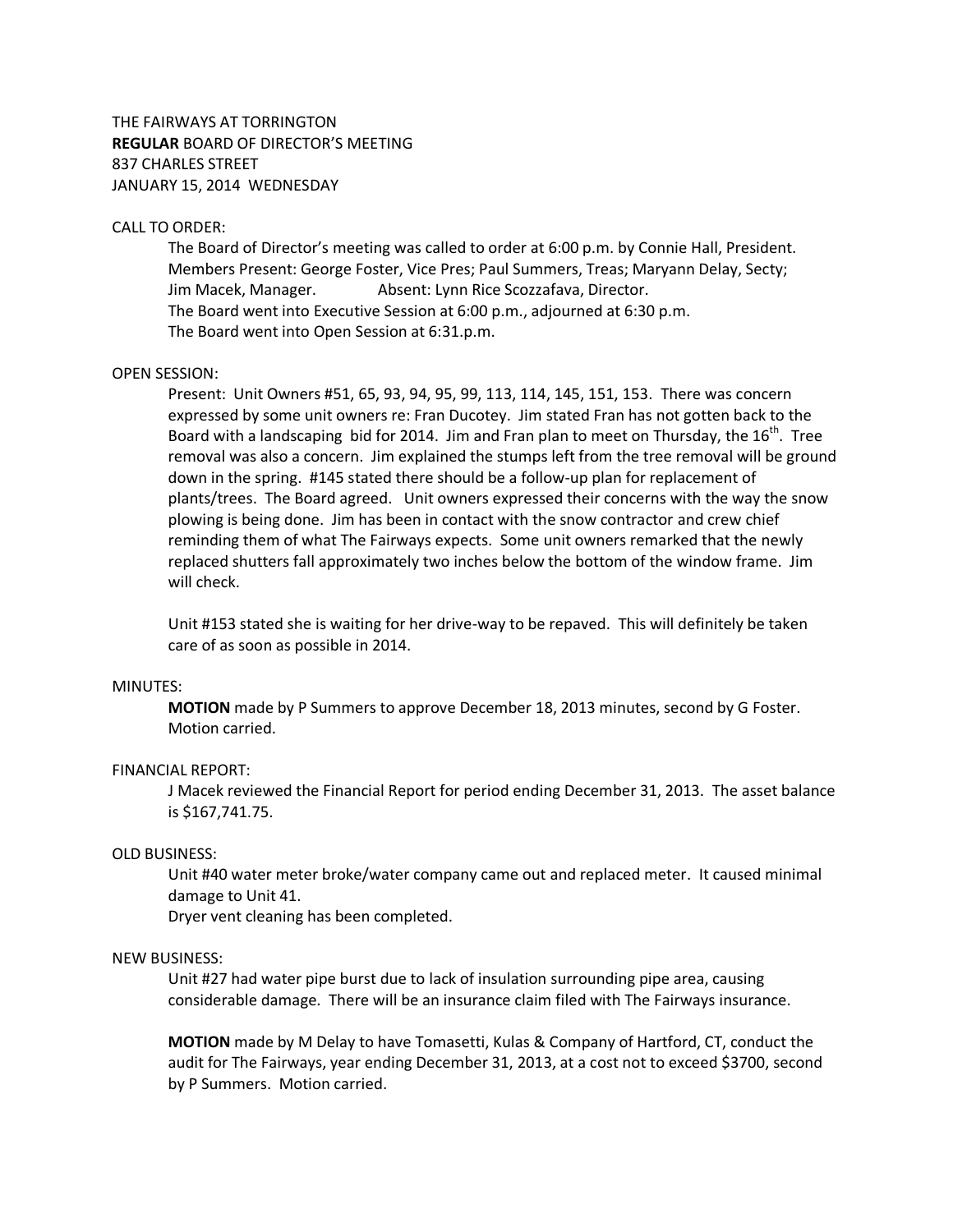THE FAIRWAYS AT TORRINGTON
**REGULAR** BOARD OF DIRECTOR'S MEETING
837 CHARLES STREET
JANUARY 15, 2014 WEDNESDAY

CALL TO ORDER:

The Board of Director's meeting was called to order at 6:00 p.m. by Connie Hall, President.
Members Present: George Foster, Vice Pres; Paul Summers, Treas; Maryann Delay, Secty;
Jim Macek, Manager. Absent: Lynn Rice Scozzafava, Director.
The Board went into Executive Session at 6:00 p.m., adjourned at 6:30 p.m.
The Board went into Open Session at 6:31.p.m.

OPEN SESSION:

Present: Unit Owners #51, 65, 93, 94, 95, 99, 113, 114, 145, 151, 153. There was concern expressed by some unit owners re: Fran Ducotey. Jim stated Fran has not gotten back to the Board with a landscaping bid for 2014. Jim and Fran plan to meet on Thursday, the 16th. Tree removal was also a concern. Jim explained the stumps left from the tree removal will be ground down in the spring. #145 stated there should be a follow-up plan for replacement of plants/trees. The Board agreed. Unit owners expressed their concerns with the way the snow plowing is being done. Jim has been in contact with the snow contractor and crew chief reminding them of what The Fairways expects. Some unit owners remarked that the newly replaced shutters fall approximately two inches below the bottom of the window frame. Jim will check.

Unit #153 stated she is waiting for her drive-way to be repaved. This will definitely be taken care of as soon as possible in 2014.

MINUTES:

**MOTION** made by P Summers to approve December 18, 2013 minutes, second by G Foster. Motion carried.

FINANCIAL REPORT:

J Macek reviewed the Financial Report for period ending December 31, 2013. The asset balance is $167,741.75.

OLD BUSINESS:

Unit #40 water meter broke/water company came out and replaced meter. It caused minimal damage to Unit 41.
Dryer vent cleaning has been completed.

NEW BUSINESS:

Unit #27 had water pipe burst due to lack of insulation surrounding pipe area, causing considerable damage. There will be an insurance claim filed with The Fairways insurance.

**MOTION** made by M Delay to have Tomasetti, Kulas & Company of Hartford, CT, conduct the audit for The Fairways, year ending December 31, 2013, at a cost not to exceed $3700, second by P Summers. Motion carried.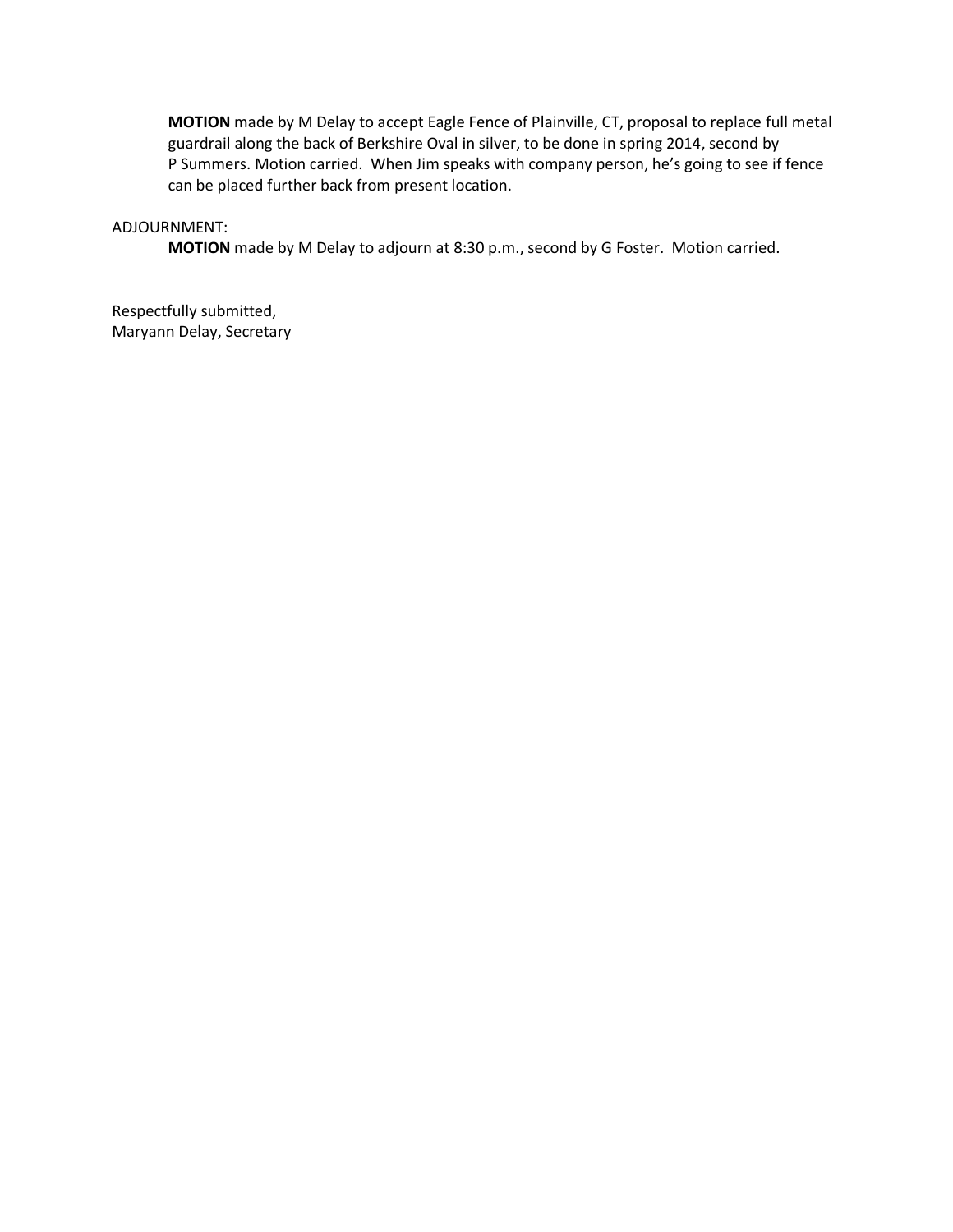**MOTION** made by M Delay to accept Eagle Fence of Plainville, CT, proposal to replace full metal guardrail along the back of Berkshire Oval in silver, to be done in spring 2014, second by P Summers. Motion carried. When Jim speaks with company person, he's going to see if fence can be placed further back from present location.

ADJOURNMENT:

**MOTION** made by M Delay to adjourn at 8:30 p.m., second by G Foster. Motion carried.

Respectfully submitted,
Maryann Delay, Secretary